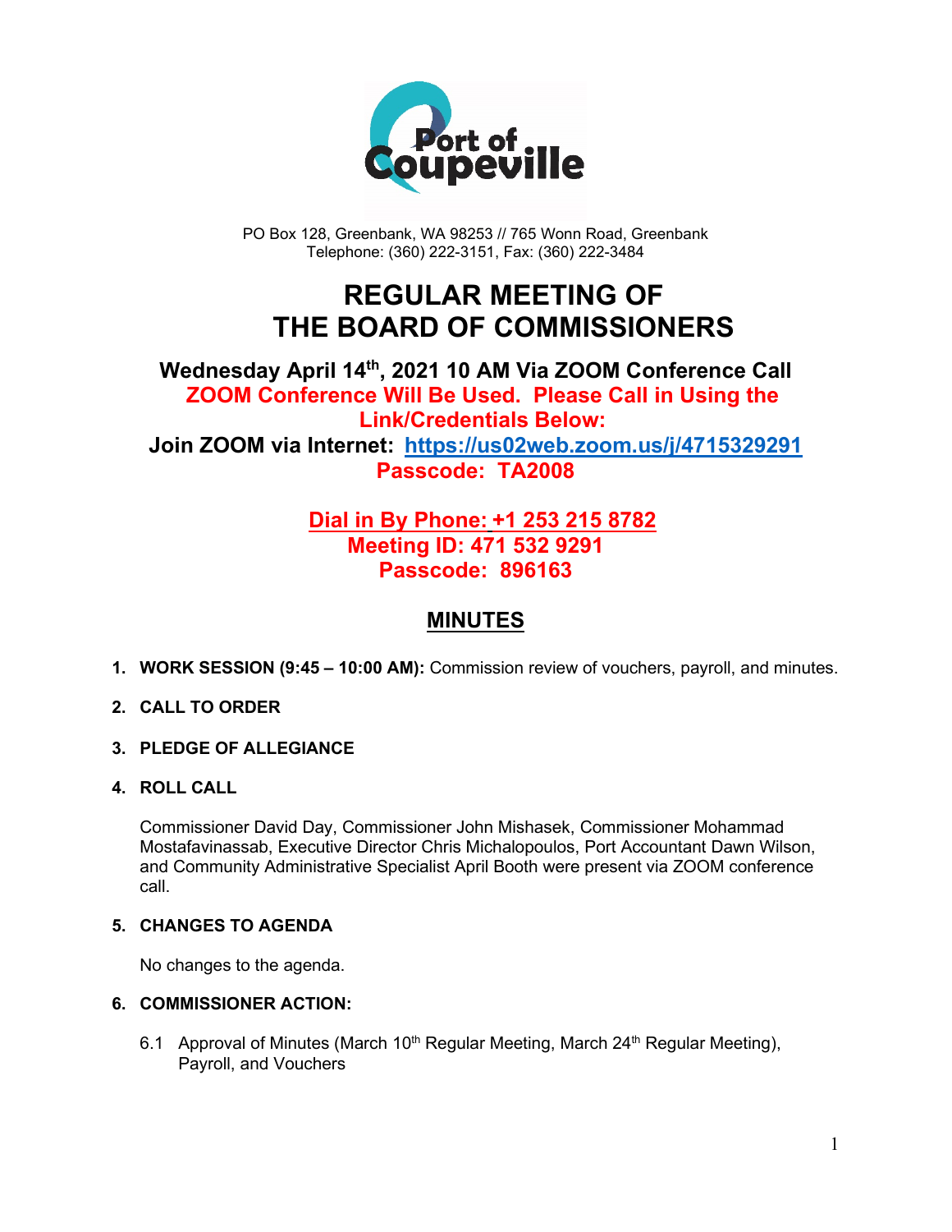Port of Coupeville

PO Box 128, Greenbank, WA 98253 // 765 Wonn Road, Greenbank
Telephone: (360) 222-3151, Fax: (360) 222-3484

# REGULAR MEETING OF THE BOARD OF COMMISSIONERS

**Wednesday April 14th, 2021 10 AM Via ZOOM Conference Call**

**ZOOM Conference Will Be Used. Please Call in Using the Link/Credentials Below:**

**Join ZOOM via Internet: https://us02web.zoom.us/j/4715329291**

**Passcode: TA2008**

**Dial in By Phone: +1 253 215 8782**

**Meeting ID: 471 532 9291**

**Passcode: 896163**

## MINUTES

1. **WORK SESSION (9:45 – 10:00 AM):** Commission review of vouchers, payroll, and minutes.

2. **CALL TO ORDER**

3. **PLEDGE OF ALLEGIANCE**

4. **ROLL CALL**

   Commissioner David Day, Commissioner John Mishasek, Commissioner Mohammad Mostafavinassab, Executive Director Chris Michalopoulos, Port Accountant Dawn Wilson, and Community Administrative Specialist April Booth were present via ZOOM conference call.

5. **CHANGES TO AGENDA**

   No changes to the agenda.

6. **COMMISSIONER ACTION:**

   6.1 Approval of Minutes (March 10th Regular Meeting, March 24th Regular Meeting), Payroll, and Vouchers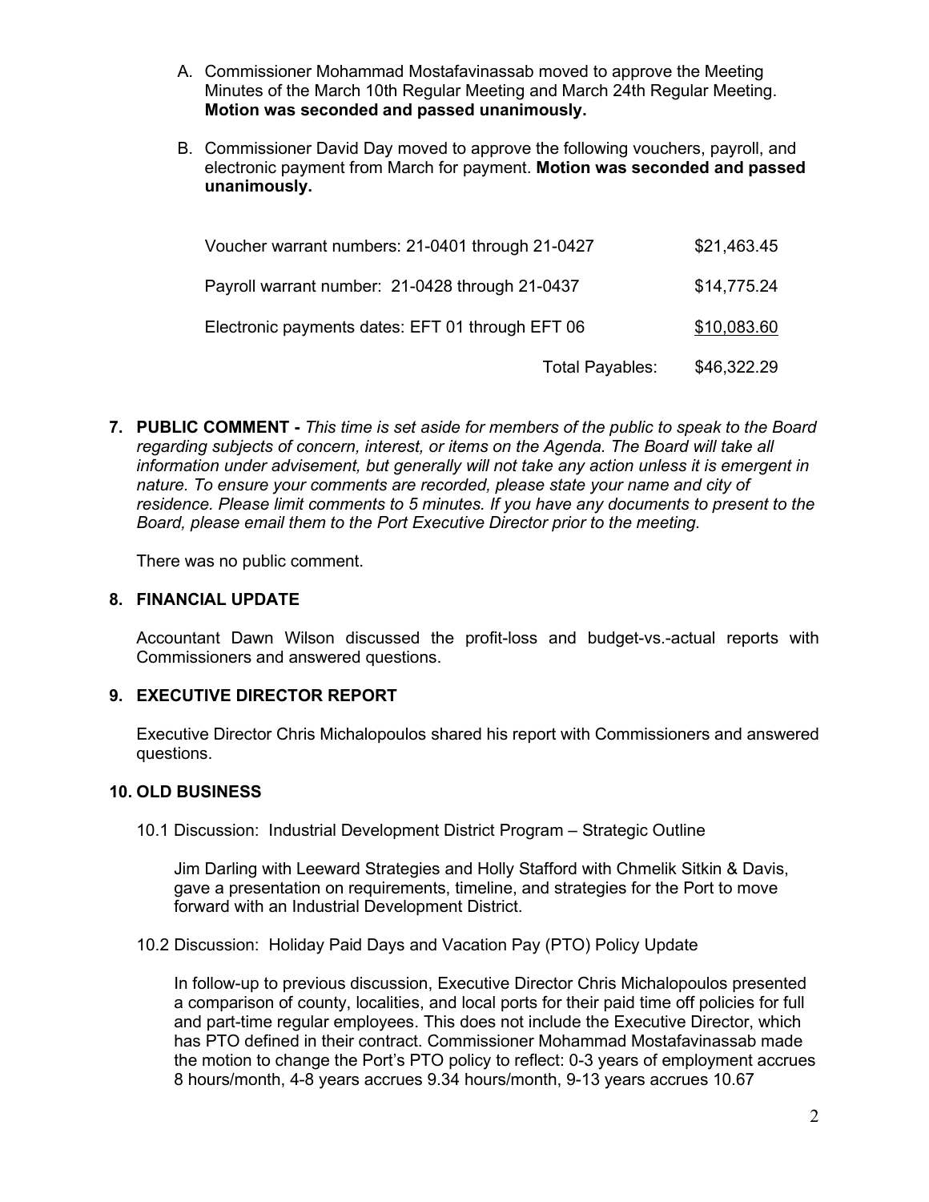A. Commissioner Mohammad Mostafavinassab moved to approve the Meeting Minutes of the March 10th Regular Meeting and March 24th Regular Meeting. **Motion was seconded and passed unanimously.**

B. Commissioner David Day moved to approve the following vouchers, payroll, and electronic payment from March for payment. **Motion was seconded and passed unanimously.**

| | |
|---|---|
| Voucher warrant numbers: 21-0401 through 21-0427 | $21,463.45 |
| Payroll warrant number: 21-0428 through 21-0437 | $14,775.24 |
| Electronic payments dates: EFT 01 through EFT 06 | $10,083.60 |
| Total Payables: | $46,322.29 |

**7. PUBLIC COMMENT -** *This time is set aside for members of the public to speak to the Board regarding subjects of concern, interest, or items on the Agenda. The Board will take all information under advisement, but generally will not take any action unless it is emergent in nature. To ensure your comments are recorded, please state your name and city of residence. Please limit comments to 5 minutes. If you have any documents to present to the Board, please email them to the Port Executive Director prior to the meeting.*

There was no public comment.

**8. FINANCIAL UPDATE**

Accountant Dawn Wilson discussed the profit-loss and budget-vs.-actual reports with Commissioners and answered questions.

**9. EXECUTIVE DIRECTOR REPORT**

Executive Director Chris Michalopoulos shared his report with Commissioners and answered questions.

**10. OLD BUSINESS**

10.1 Discussion: Industrial Development District Program – Strategic Outline

Jim Darling with Leeward Strategies and Holly Stafford with Chmelik Sitkin & Davis, gave a presentation on requirements, timeline, and strategies for the Port to move forward with an Industrial Development District.

10.2 Discussion: Holiday Paid Days and Vacation Pay (PTO) Policy Update

In follow-up to previous discussion, Executive Director Chris Michalopoulos presented a comparison of county, localities, and local ports for their paid time off policies for full and part-time regular employees. This does not include the Executive Director, which has PTO defined in their contract. Commissioner Mohammad Mostafavinassab made the motion to change the Port's PTO policy to reflect: 0-3 years of employment accrues 8 hours/month, 4-8 years accrues 9.34 hours/month, 9-13 years accrues 10.67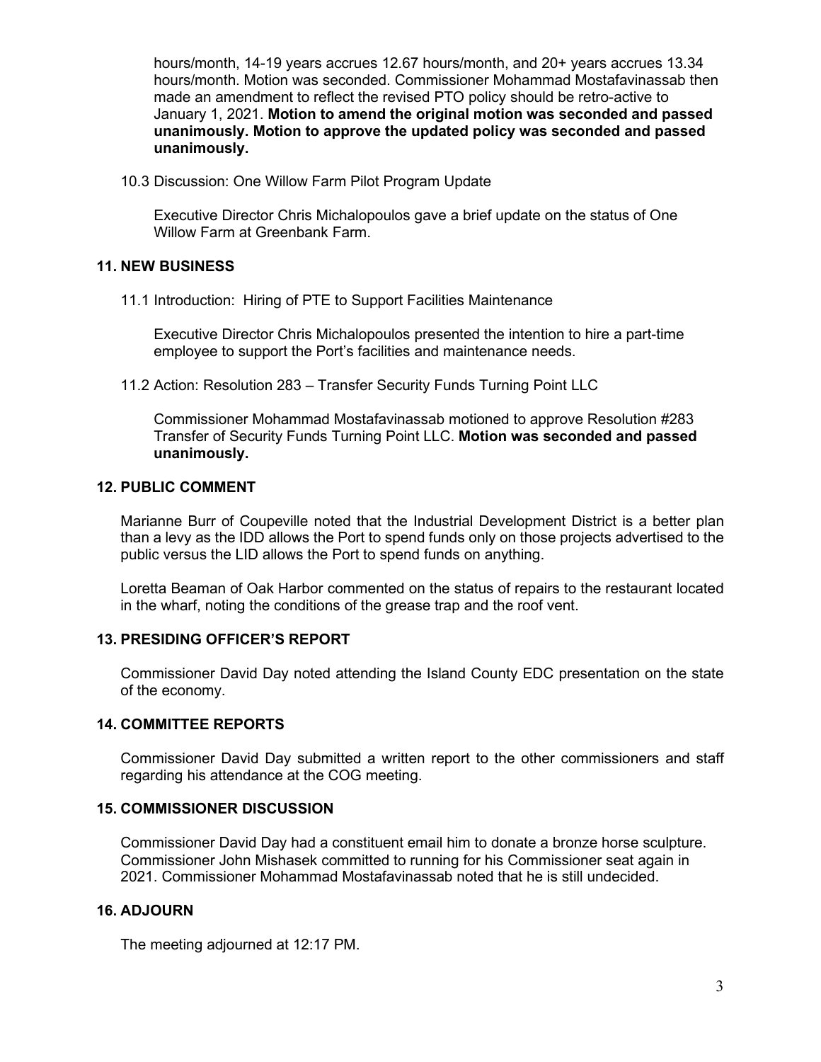hours/month, 14-19 years accrues 12.67 hours/month, and 20+ years accrues 13.34 hours/month. Motion was seconded. Commissioner Mohammad Mostafavinassab then made an amendment to reflect the revised PTO policy should be retro-active to January 1, 2021. **Motion to amend the original motion was seconded and passed unanimously. Motion to approve the updated policy was seconded and passed unanimously.**

10.3 Discussion: One Willow Farm Pilot Program Update

Executive Director Chris Michalopoulos gave a brief update on the status of One Willow Farm at Greenbank Farm.

## 11. NEW BUSINESS

11.1 Introduction: Hiring of PTE to Support Facilities Maintenance

Executive Director Chris Michalopoulos presented the intention to hire a part-time employee to support the Port's facilities and maintenance needs.

11.2 Action: Resolution 283 – Transfer Security Funds Turning Point LLC

Commissioner Mohammad Mostafavinassab motioned to approve Resolution #283 Transfer of Security Funds Turning Point LLC. **Motion was seconded and passed unanimously.**

## 12. PUBLIC COMMENT

Marianne Burr of Coupeville noted that the Industrial Development District is a better plan than a levy as the IDD allows the Port to spend funds only on those projects advertised to the public versus the LID allows the Port to spend funds on anything.

Loretta Beaman of Oak Harbor commented on the status of repairs to the restaurant located in the wharf, noting the conditions of the grease trap and the roof vent.

## 13. PRESIDING OFFICER'S REPORT

Commissioner David Day noted attending the Island County EDC presentation on the state of the economy.

## 14. COMMITTEE REPORTS

Commissioner David Day submitted a written report to the other commissioners and staff regarding his attendance at the COG meeting.

## 15. COMMISSIONER DISCUSSION

Commissioner David Day had a constituent email him to donate a bronze horse sculpture. Commissioner John Mishasek committed to running for his Commissioner seat again in 2021. Commissioner Mohammad Mostafavinassab noted that he is still undecided.

## 16. ADJOURN

The meeting adjourned at 12:17 PM.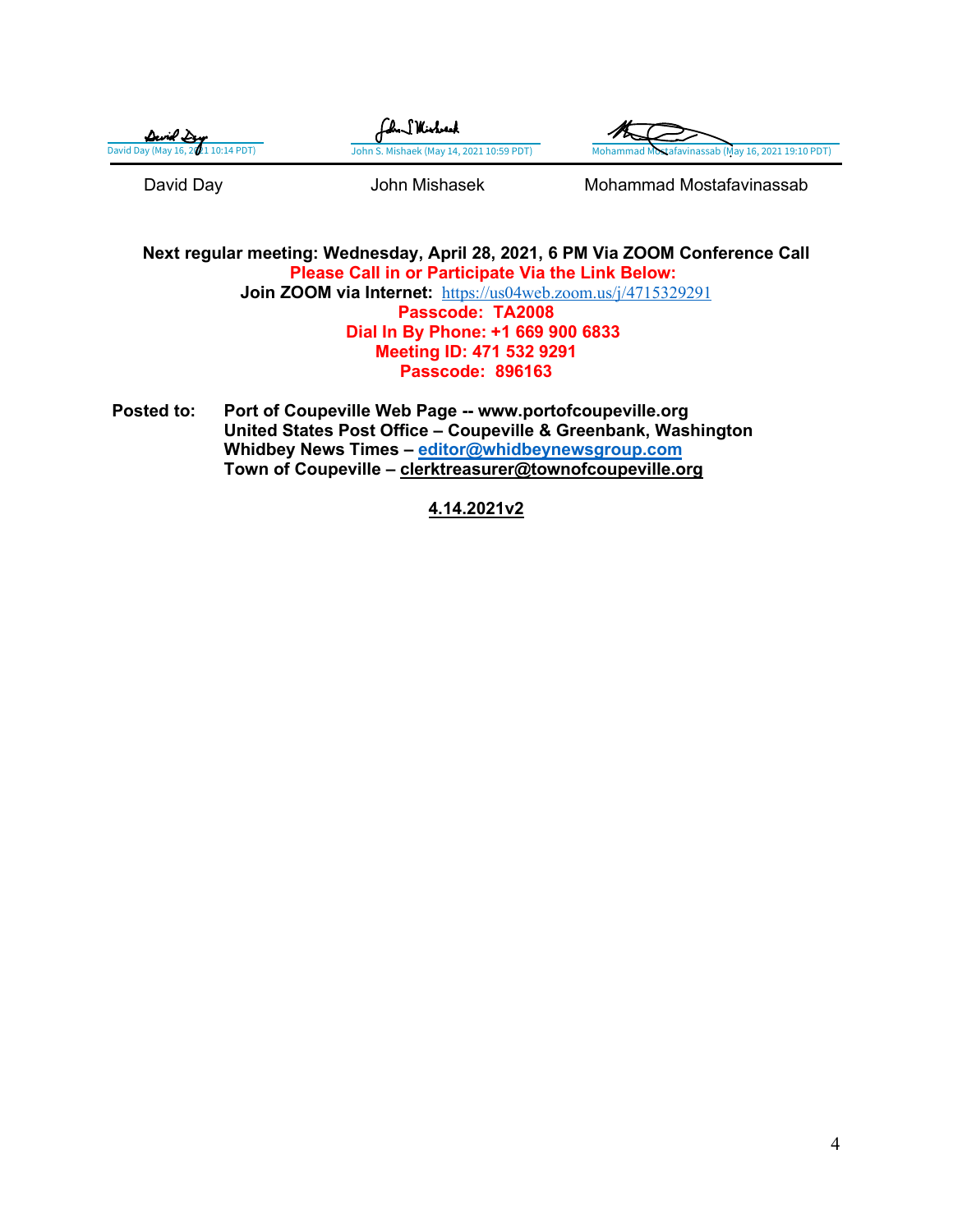| David Day | John Mishasek | Mohammad Mostafavinassab |
|---|---|---|
| David Day (May 16, 2021 10:14 PDT) | John S. Mishaek (May 14, 2021 10:59 PDT) | Mohammad Mostafavinassab (May 16, 2021 19:10 PDT) |

**Next regular meeting: Wednesday, April 28, 2021, 6 PM Via ZOOM Conference Call**
**Please Call in or Participate Via the Link Below:**
**Join ZOOM via Internet:** https://us04web.zoom.us/j/4715329291
**Passcode: TA2008**
**Dial In By Phone: +1 669 900 6833**
**Meeting ID: 471 532 9291**
**Passcode: 896163**

**Posted to:** **Port of Coupeville Web Page -- www.portofcoupeville.org**
**United States Post Office – Coupeville & Greenbank, Washington**
**Whidbey News Times – editor@whidbeynewsgroup.com**
**Town of Coupeville – clerktreasurer@townofcoupeville.org**

**4.14.2021v2**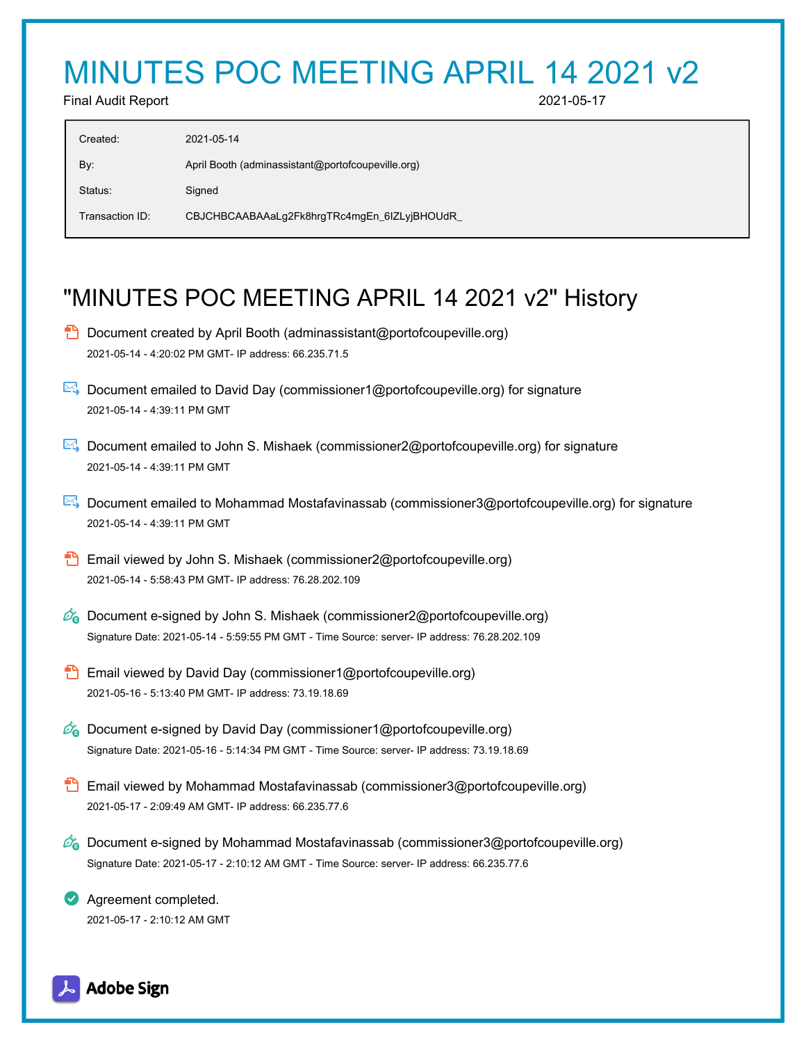# MINUTES POC MEETING APRIL 14 2021 v2

Final Audit Report 2021-05-17

| | |
|---|---|
| Created: | 2021-05-14 |
| By: | April Booth (adminassistant@portofcoupeville.org) |
| Status: | Signed |
| Transaction ID: | CBJCHBCAABAAaLg2Fk8hrgTRc4mgEn_6lZLyjBHOUdR_ |

## "MINUTES POC MEETING APRIL 14 2021 v2" History

- Document created by April Booth (adminassistant@portofcoupeville.org)
  2021-05-14 - 4:20:02 PM GMT- IP address: 66.235.71.5

- Document emailed to David Day (commissioner1@portofcoupeville.org) for signature
  2021-05-14 - 4:39:11 PM GMT

- Document emailed to John S. Mishaek (commissioner2@portofcoupeville.org) for signature
  2021-05-14 - 4:39:11 PM GMT

- Document emailed to Mohammad Mostafavinassab (commissioner3@portofcoupeville.org) for signature
  2021-05-14 - 4:39:11 PM GMT

- Email viewed by John S. Mishaek (commissioner2@portofcoupeville.org)
  2021-05-14 - 5:58:43 PM GMT- IP address: 76.28.202.109

- Document e-signed by John S. Mishaek (commissioner2@portofcoupeville.org)
  Signature Date: 2021-05-14 - 5:59:55 PM GMT - Time Source: server- IP address: 76.28.202.109

- Email viewed by David Day (commissioner1@portofcoupeville.org)
  2021-05-16 - 5:13:40 PM GMT- IP address: 73.19.18.69

- Document e-signed by David Day (commissioner1@portofcoupeville.org)
  Signature Date: 2021-05-16 - 5:14:34 PM GMT - Time Source: server- IP address: 73.19.18.69

- Email viewed by Mohammad Mostafavinassab (commissioner3@portofcoupeville.org)
  2021-05-17 - 2:09:49 AM GMT- IP address: 66.235.77.6

- Document e-signed by Mohammad Mostafavinassab (commissioner3@portofcoupeville.org)
  Signature Date: 2021-05-17 - 2:10:12 AM GMT - Time Source: server- IP address: 66.235.77.6

- Agreement completed.
  2021-05-17 - 2:10:12 AM GMT

Adobe Sign